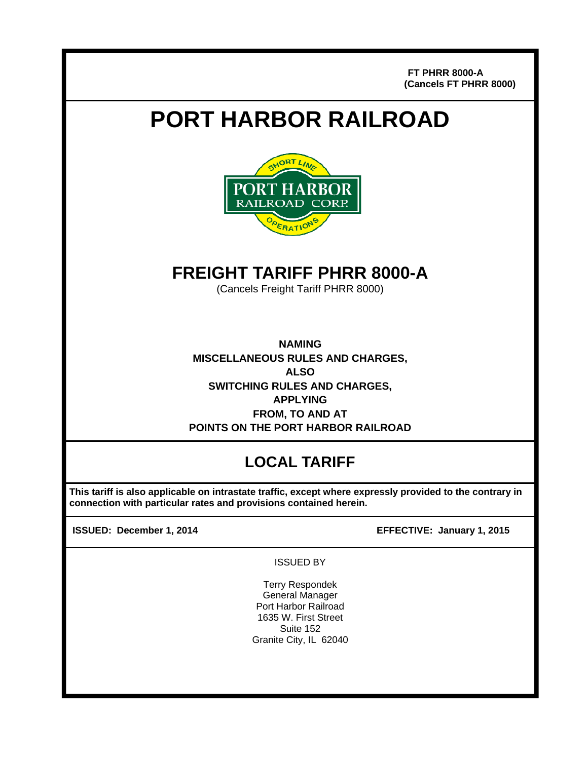**FT PHRR 8000-A**
**(Cancels FT PHRR 8000)**

# PORT HARBOR RAILROAD

## FREIGHT TARIFF PHRR 8000-A

(Cancels Freight Tariff PHRR 8000)

**NAMING**
**MISCELLANEOUS RULES AND CHARGES,**
**ALSO**
**SWITCHING RULES AND CHARGES,**
**APPLYING**
**FROM, TO AND AT**
**POINTS ON THE PORT HARBOR RAILROAD**

## LOCAL TARIFF

**This tariff is also applicable on intrastate traffic, except where expressly provided to the contrary in connection with particular rates and provisions contained herein.**

**ISSUED: December 1, 2014** **EFFECTIVE: January 1, 2015**

ISSUED BY

Terry Respondek
General Manager
Port Harbor Railroad
1635 W. First Street
Suite 152
Granite City, IL 62040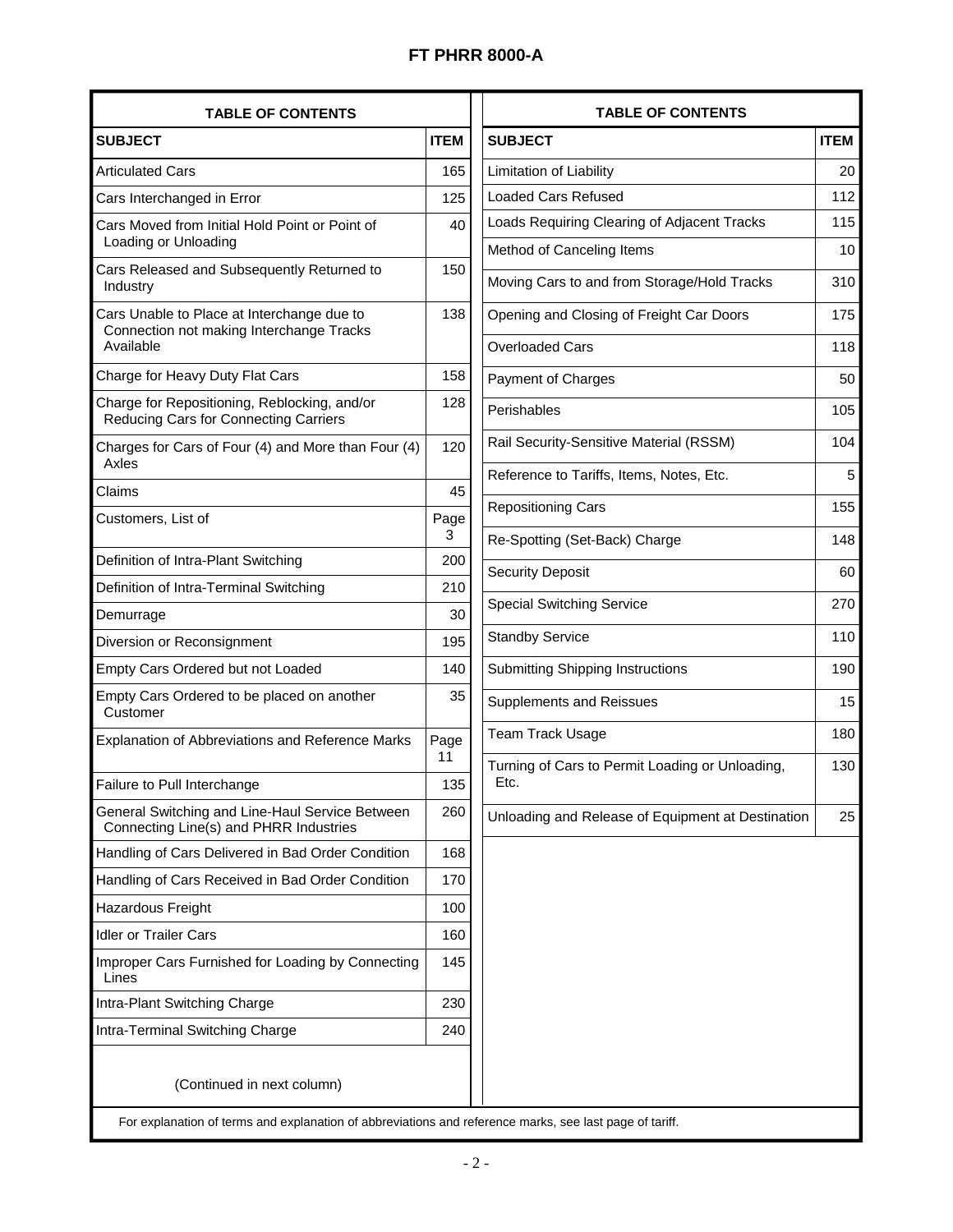**FT PHRR 8000-A**

## TABLE OF CONTENTS

| SUBJECT | ITEM |
|---|---|
| Articulated Cars | 165 |
| Cars Interchanged in Error | 125 |
| Cars Moved from Initial Hold Point or Point of Loading or Unloading | 40 |
| Cars Released and Subsequently Returned to Industry | 150 |
| Cars Unable to Place at Interchange due to Connection not making Interchange Tracks Available | 138 |
| Charge for Heavy Duty Flat Cars | 158 |
| Charge for Repositioning, Reblocking, and/or Reducing Cars for Connecting Carriers | 128 |
| Charges for Cars of Four (4) and More than Four (4) Axles | 120 |
| Claims | 45 |
| Customers, List of | Page 3 |
| Definition of Intra-Plant Switching | 200 |
| Definition of Intra-Terminal Switching | 210 |
| Demurrage | 30 |
| Diversion or Reconsignment | 195 |
| Empty Cars Ordered but not Loaded | 140 |
| Empty Cars Ordered to be placed on another Customer | 35 |
| Explanation of Abbreviations and Reference Marks | Page 11 |
| Failure to Pull Interchange | 135 |
| General Switching and Line-Haul Service Between Connecting Line(s) and PHRR Industries | 260 |
| Handling of Cars Delivered in Bad Order Condition | 168 |
| Handling of Cars Received in Bad Order Condition | 170 |
| Hazardous Freight | 100 |
| Idler or Trailer Cars | 160 |
| Improper Cars Furnished for Loading by Connecting Lines | 145 |
| Intra-Plant Switching Charge | 230 |
| Intra-Terminal Switching Charge | 240 |
| Limitation of Liability | 20 |
| Loaded Cars Refused | 112 |
| Loads Requiring Clearing of Adjacent Tracks | 115 |
| Method of Canceling Items | 10 |
| Moving Cars to and from Storage/Hold Tracks | 310 |
| Opening and Closing of Freight Car Doors | 175 |
| Overloaded Cars | 118 |
| Payment of Charges | 50 |
| Perishables | 105 |
| Rail Security-Sensitive Material (RSSM) | 104 |
| Reference to Tariffs, Items, Notes, Etc. | 5 |
| Repositioning Cars | 155 |
| Re-Spotting (Set-Back) Charge | 148 |
| Security Deposit | 60 |
| Special Switching Service | 270 |
| Standby Service | 110 |
| Submitting Shipping Instructions | 190 |
| Supplements and Reissues | 15 |
| Team Track Usage | 180 |
| Turning of Cars to Permit Loading or Unloading, Etc. | 130 |
| Unloading and Release of Equipment at Destination | 25 |

For explanation of terms and explanation of abbreviations and reference marks, see last page of tariff.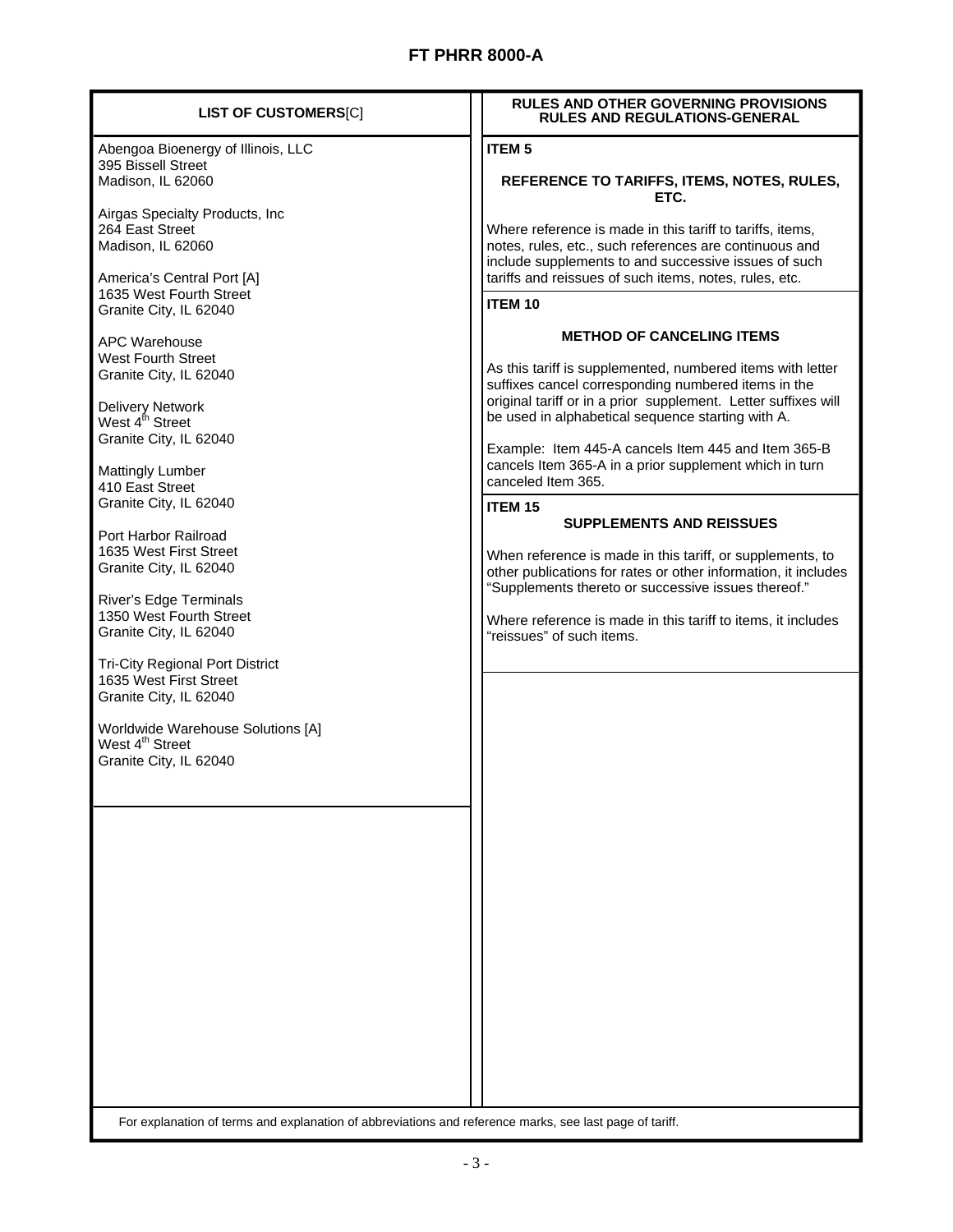# FT PHRR 8000-A

## LIST OF CUSTOMERS[C]

Abengoa Bioenergy of Illinois, LLC
395 Bissell Street
Madison, IL 62060

Airgas Specialty Products, Inc
264 East Street
Madison, IL 62060

America's Central Port [A]
1635 West Fourth Street
Granite City, IL 62040

APC Warehouse
West Fourth Street
Granite City, IL 62040

Delivery Network
West 4th Street
Granite City, IL 62040

Mattingly Lumber
410 East Street
Granite City, IL 62040

Port Harbor Railroad
1635 West First Street
Granite City, IL 62040

River's Edge Terminals
1350 West Fourth Street
Granite City, IL 62040

Tri-City Regional Port District
1635 West First Street
Granite City, IL 62040

Worldwide Warehouse Solutions [A]
West 4th Street
Granite City, IL 62040

## RULES AND OTHER GOVERNING PROVISIONS RULES AND REGULATIONS-GENERAL

### ITEM 5

**REFERENCE TO TARIFFS, ITEMS, NOTES, RULES, ETC.**

Where reference is made in this tariff to tariffs, items, notes, rules, etc., such references are continuous and include supplements to and successive issues of such tariffs and reissues of such items, notes, rules, etc.

### ITEM 10

**METHOD OF CANCELING ITEMS**

As this tariff is supplemented, numbered items with letter suffixes cancel corresponding numbered items in the original tariff or in a prior supplement. Letter suffixes will be used in alphabetical sequence starting with A.

Example: Item 445-A cancels Item 445 and Item 365-B cancels Item 365-A in a prior supplement which in turn canceled Item 365.

### ITEM 15

**SUPPLEMENTS AND REISSUES**

When reference is made in this tariff, or supplements, to other publications for rates or other information, it includes "Supplements thereto or successive issues thereof."

Where reference is made in this tariff to items, it includes "reissues" of such items.

For explanation of terms and explanation of abbreviations and reference marks, see last page of tariff.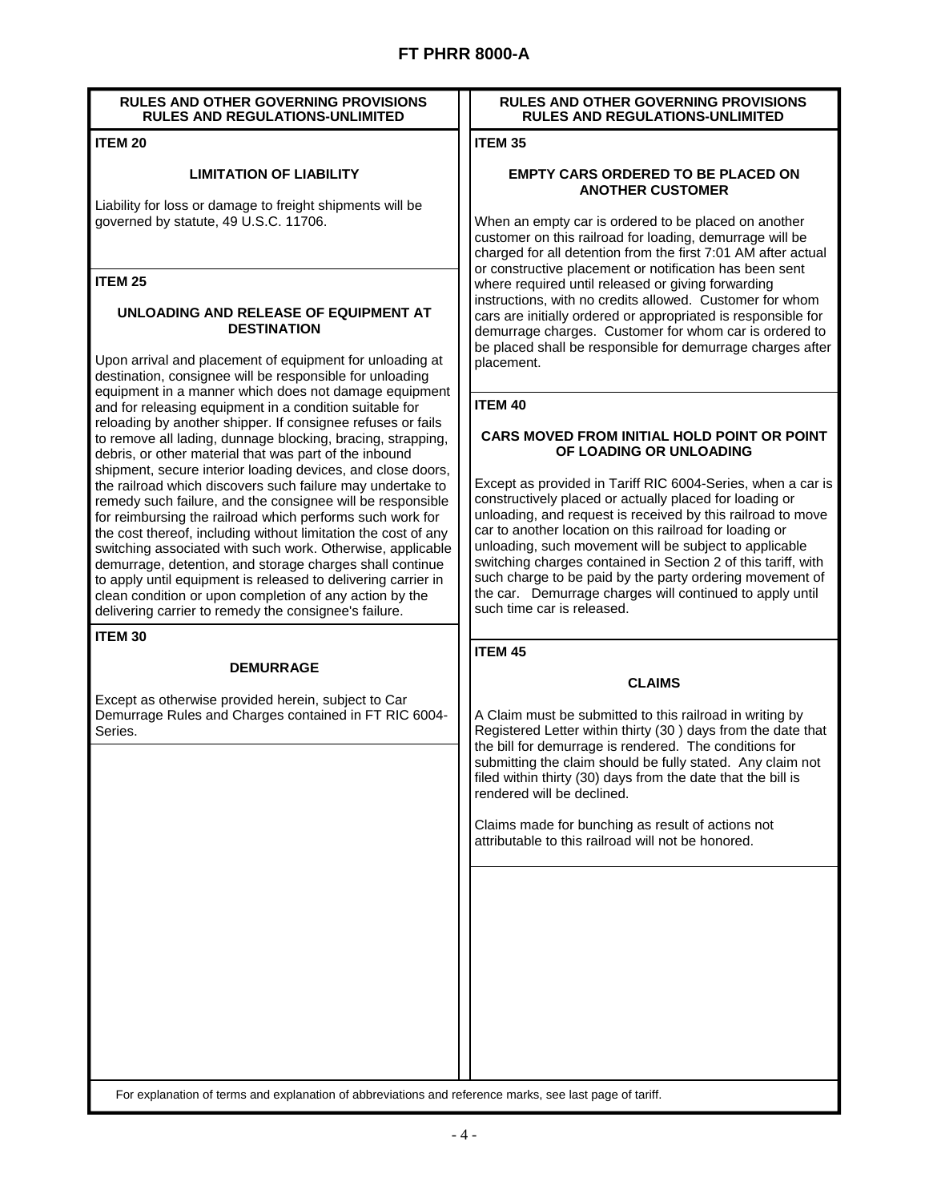## RULES AND OTHER GOVERNING PROVISIONS
## RULES AND REGULATIONS-UNLIMITED

### ITEM 20

#### LIMITATION OF LIABILITY

Liability for loss or damage to freight shipments will be governed by statute, 49 U.S.C. 11706.

### ITEM 25

#### UNLOADING AND RELEASE OF EQUIPMENT AT DESTINATION

Upon arrival and placement of equipment for unloading at destination, consignee will be responsible for unloading equipment in a manner which does not damage equipment and for releasing equipment in a condition suitable for reloading by another shipper. If consignee refuses or fails to remove all lading, dunnage blocking, bracing, strapping, debris, or other material that was part of the inbound shipment, secure interior loading devices, and close doors, the railroad which discovers such failure may undertake to remedy such failure, and the consignee will be responsible for reimbursing the railroad which performs such work for the cost thereof, including without limitation the cost of any switching associated with such work. Otherwise, applicable demurrage, detention, and storage charges shall continue to apply until equipment is released to delivering carrier in clean condition or upon completion of any action by the delivering carrier to remedy the consignee's failure.

### ITEM 30

#### DEMURRAGE

Except as otherwise provided herein, subject to Car Demurrage Rules and Charges contained in FT RIC 6004-Series.

### ITEM 35

#### EMPTY CARS ORDERED TO BE PLACED ON ANOTHER CUSTOMER

When an empty car is ordered to be placed on another customer on this railroad for loading, demurrage will be charged for all detention from the first 7:01 AM after actual or constructive placement or notification has been sent where required until released or giving forwarding instructions, with no credits allowed. Customer for whom cars are initially ordered or appropriated is responsible for demurrage charges. Customer for whom car is ordered to be placed shall be responsible for demurrage charges after placement.

### ITEM 40

#### CARS MOVED FROM INITIAL HOLD POINT OR POINT OF LOADING OR UNLOADING

Except as provided in Tariff RIC 6004-Series, when a car is constructively placed or actually placed for loading or unloading, and request is received by this railroad to move car to another location on this railroad for loading or unloading, such movement will be subject to applicable switching charges contained in Section 2 of this tariff, with such charge to be paid by the party ordering movement of the car. Demurrage charges will continued to apply until such time car is released.

### ITEM 45

#### CLAIMS

A Claim must be submitted to this railroad in writing by Registered Letter within thirty (30 ) days from the date that the bill for demurrage is rendered. The conditions for submitting the claim should be fully stated. Any claim not filed within thirty (30) days from the date that the bill is rendered will be declined.

Claims made for bunching as result of actions not attributable to this railroad will not be honored.

For explanation of terms and explanation of abbreviations and reference marks, see last page of tariff.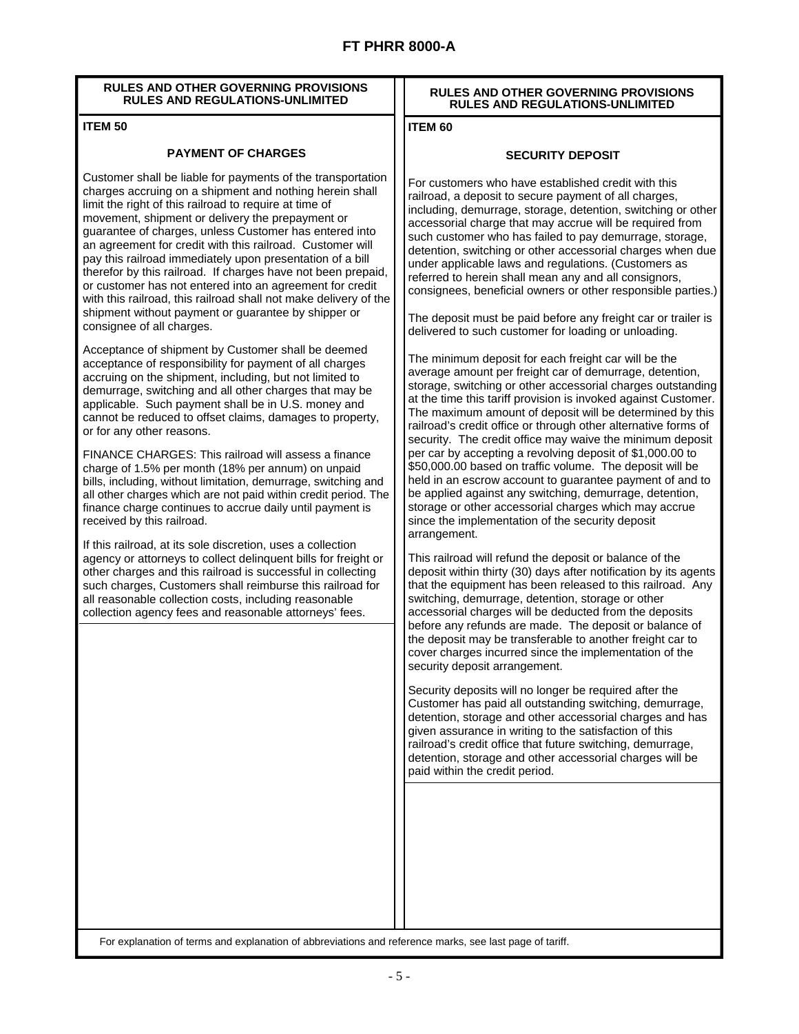RULES AND OTHER GOVERNING PROVISIONS
RULES AND REGULATIONS-UNLIMITED

## ITEM 50

### PAYMENT OF CHARGES

Customer shall be liable for payments of the transportation charges accruing on a shipment and nothing herein shall limit the right of this railroad to require at time of movement, shipment or delivery the prepayment or guarantee of charges, unless Customer has entered into an agreement for credit with this railroad. Customer will pay this railroad immediately upon presentation of a bill therefor by this railroad. If charges have not been prepaid, or customer has not entered into an agreement for credit with this railroad, this railroad shall not make delivery of the shipment without payment or guarantee by shipper or consignee of all charges.

Acceptance of shipment by Customer shall be deemed acceptance of responsibility for payment of all charges accruing on the shipment, including, but not limited to demurrage, switching and all other charges that may be applicable. Such payment shall be in U.S. money and cannot be reduced to offset claims, damages to property, or for any other reasons.

FINANCE CHARGES: This railroad will assess a finance charge of 1.5% per month (18% per annum) on unpaid bills, including, without limitation, demurrage, switching and all other charges which are not paid within credit period. The finance charge continues to accrue daily until payment is received by this railroad.

If this railroad, at its sole discretion, uses a collection agency or attorneys to collect delinquent bills for freight or other charges and this railroad is successful in collecting such charges, Customers shall reimburse this railroad for all reasonable collection costs, including reasonable collection agency fees and reasonable attorneys' fees.

RULES AND OTHER GOVERNING PROVISIONS
RULES AND REGULATIONS-UNLIMITED

## ITEM 60

### SECURITY DEPOSIT

For customers who have established credit with this railroad, a deposit to secure payment of all charges, including, demurrage, storage, detention, switching or other accessorial charge that may accrue will be required from such customer who has failed to pay demurrage, storage, detention, switching or other accessorial charges when due under applicable laws and regulations. (Customers as referred to herein shall mean any and all consignors, consignees, beneficial owners or other responsible parties.)

The deposit must be paid before any freight car or trailer is delivered to such customer for loading or unloading.

The minimum deposit for each freight car will be the average amount per freight car of demurrage, detention, storage, switching or other accessorial charges outstanding at the time this tariff provision is invoked against Customer. The maximum amount of deposit will be determined by this railroad's credit office or through other alternative forms of security. The credit office may waive the minimum deposit per car by accepting a revolving deposit of $1,000.00 to $50,000.00 based on traffic volume. The deposit will be held in an escrow account to guarantee payment of and to be applied against any switching, demurrage, detention, storage or other accessorial charges which may accrue since the implementation of the security deposit arrangement.

This railroad will refund the deposit or balance of the deposit within thirty (30) days after notification by its agents that the equipment has been released to this railroad. Any switching, demurrage, detention, storage or other accessorial charges will be deducted from the deposits before any refunds are made. The deposit or balance of the deposit may be transferable to another freight car to cover charges incurred since the implementation of the security deposit arrangement.

Security deposits will no longer be required after the Customer has paid all outstanding switching, demurrage, detention, storage and other accessorial charges and has given assurance in writing to the satisfaction of this railroad's credit office that future switching, demurrage, detention, storage and other accessorial charges will be paid within the credit period.

For explanation of terms and explanation of abbreviations and reference marks, see last page of tariff.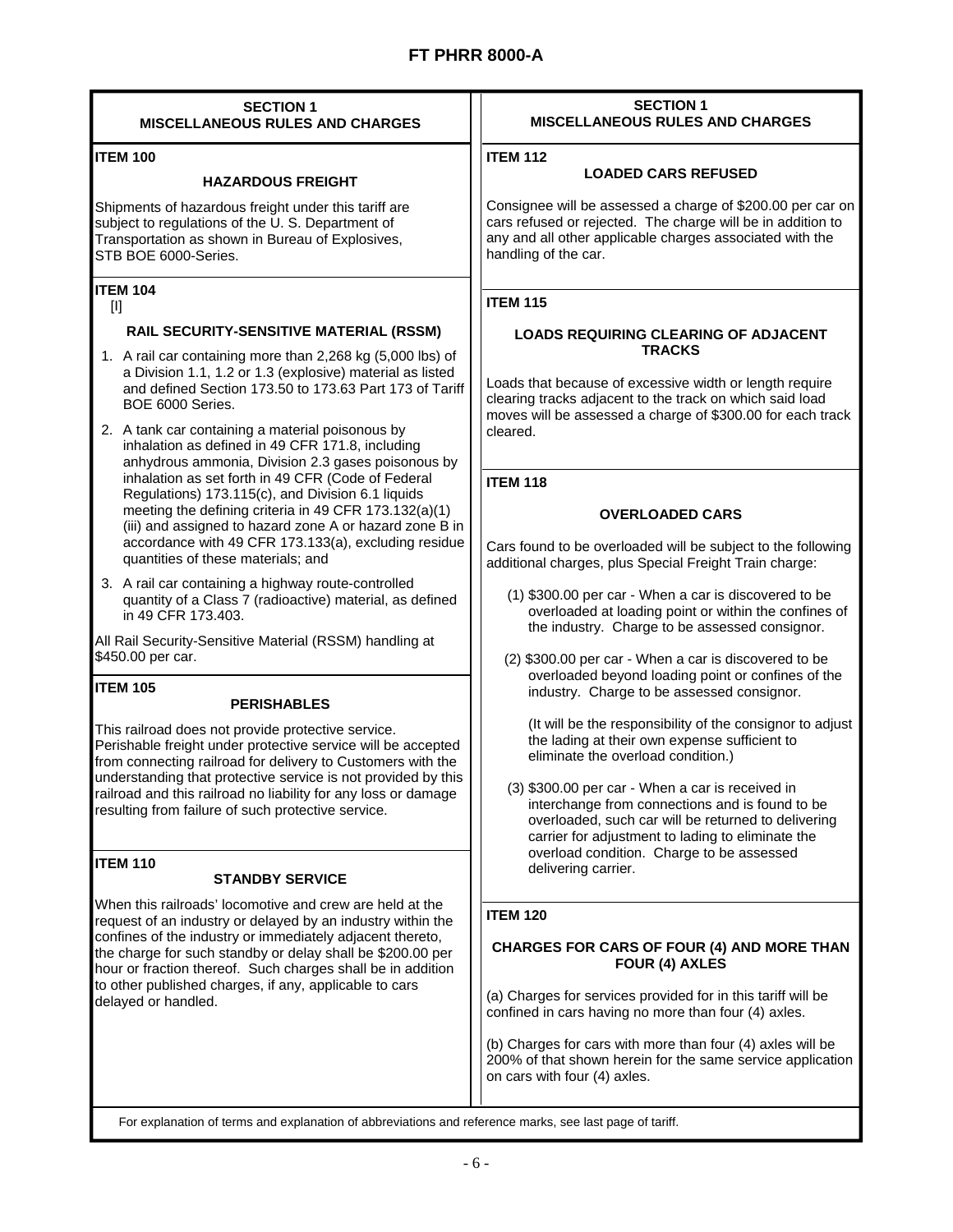## SECTION 1
## MISCELLANEOUS RULES AND CHARGES

### ITEM 100

**HAZARDOUS FREIGHT**

Shipments of hazardous freight under this tariff are subject to regulations of the U. S. Department of Transportation as shown in Bureau of Explosives, STB BOE 6000-Series.

### ITEM 104

[I]

**RAIL SECURITY-SENSITIVE MATERIAL (RSSM)**

1. A rail car containing more than 2,268 kg (5,000 lbs) of a Division 1.1, 1.2 or 1.3 (explosive) material as listed and defined Section 173.50 to 173.63 Part 173 of Tariff BOE 6000 Series.
2. A tank car containing a material poisonous by inhalation as defined in 49 CFR 171.8, including anhydrous ammonia, Division 2.3 gases poisonous by inhalation as set forth in 49 CFR (Code of Federal Regulations) 173.115(c), and Division 6.1 liquids meeting the defining criteria in 49 CFR 173.132(a)(1)(iii) and assigned to hazard zone A or hazard zone B in accordance with 49 CFR 173.133(a), excluding residue quantities of these materials; and
3. A rail car containing a highway route-controlled quantity of a Class 7 (radioactive) material, as defined in 49 CFR 173.403.

All Rail Security-Sensitive Material (RSSM) handling at $450.00 per car.

### ITEM 105

**PERISHABLES**

This railroad does not provide protective service. Perishable freight under protective service will be accepted from connecting railroad for delivery to Customers with the understanding that protective service is not provided by this railroad and this railroad no liability for any loss or damage resulting from failure of such protective service.

### ITEM 110

**STANDBY SERVICE**

When this railroads' locomotive and crew are held at the request of an industry or delayed by an industry within the confines of the industry or immediately adjacent thereto, the charge for such standby or delay shall be $200.00 per hour or fraction thereof. Such charges shall be in addition to other published charges, if any, applicable to cars delayed or handled.

### ITEM 112

**LOADED CARS REFUSED**

Consignee will be assessed a charge of $200.00 per car on cars refused or rejected. The charge will be in addition to any and all other applicable charges associated with the handling of the car.

### ITEM 115

**LOADS REQUIRING CLEARING OF ADJACENT TRACKS**

Loads that because of excessive width or length require clearing tracks adjacent to the track on which said load moves will be assessed a charge of $300.00 for each track cleared.

### ITEM 118

**OVERLOADED CARS**

Cars found to be overloaded will be subject to the following additional charges, plus Special Freight Train charge:

(1) $300.00 per car - When a car is discovered to be overloaded at loading point or within the confines of the industry. Charge to be assessed consignor.

(2) $300.00 per car - When a car is discovered to be overloaded beyond loading point or confines of the industry. Charge to be assessed consignor.

(It will be the responsibility of the consignor to adjust the lading at their own expense sufficient to eliminate the overload condition.)

(3) $300.00 per car - When a car is received in interchange from connections and is found to be overloaded, such car will be returned to delivering carrier for adjustment to lading to eliminate the overload condition. Charge to be assessed delivering carrier.

### ITEM 120

**CHARGES FOR CARS OF FOUR (4) AND MORE THAN FOUR (4) AXLES**

(a) Charges for services provided for in this tariff will be confined in cars having no more than four (4) axles.

(b) Charges for cars with more than four (4) axles will be 200% of that shown herein for the same service application on cars with four (4) axles.

For explanation of terms and explanation of abbreviations and reference marks, see last page of tariff.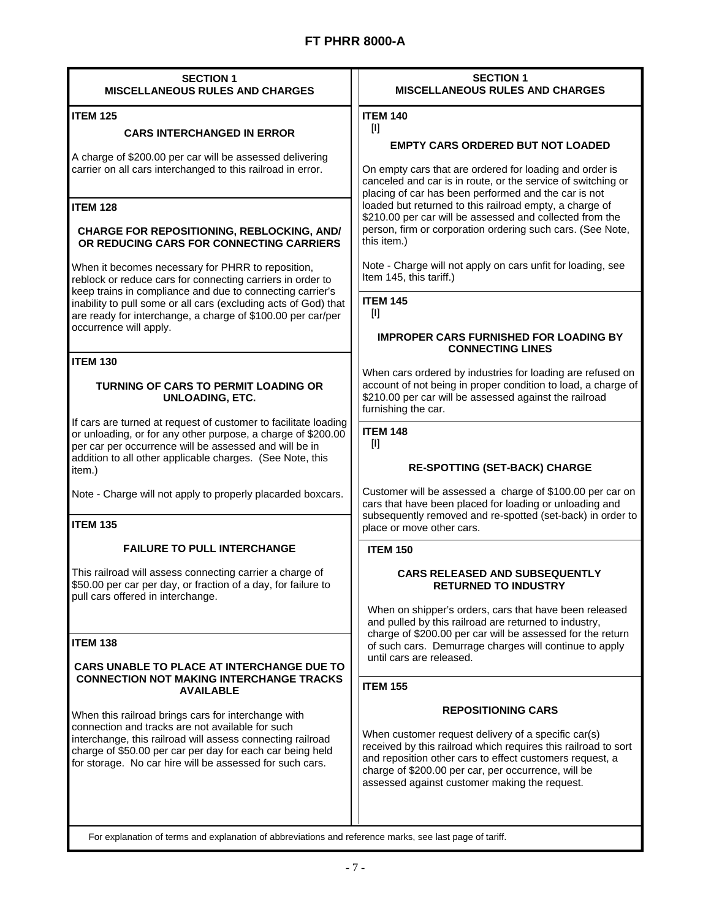# FT PHRR 8000-A

## SECTION 1
## MISCELLANEOUS RULES AND CHARGES

**ITEM 125**

**CARS INTERCHANGED IN ERROR**

A charge of $200.00 per car will be assessed delivering carrier on all cars interchanged to this railroad in error.

**ITEM 128**

**CHARGE FOR REPOSITIONING, REBLOCKING, AND/ OR REDUCING CARS FOR CONNECTING CARRIERS**

When it becomes necessary for PHRR to reposition, reblock or reduce cars for connecting carriers in order to keep trains in compliance and due to connecting carrier's inability to pull some or all cars (excluding acts of God) that are ready for interchange, a charge of $100.00 per car/per occurrence will apply.

**ITEM 130**

**TURNING OF CARS TO PERMIT LOADING OR UNLOADING, ETC.**

If cars are turned at request of customer to facilitate loading or unloading, or for any other purpose, a charge of $200.00 per car per occurrence will be assessed and will be in addition to all other applicable charges. (See Note, this item.)

Note - Charge will not apply to properly placarded boxcars.

**ITEM 135**

**FAILURE TO PULL INTERCHANGE**

This railroad will assess connecting carrier a charge of $50.00 per car per day, or fraction of a day, for failure to pull cars offered in interchange.

**ITEM 138**

**CARS UNABLE TO PLACE AT INTERCHANGE DUE TO CONNECTION NOT MAKING INTERCHANGE TRACKS AVAILABLE**

When this railroad brings cars for interchange with connection and tracks are not available for such interchange, this railroad will assess connecting railroad charge of $50.00 per car per day for each car being held for storage. No car hire will be assessed for such cars.

**ITEM 140**
[I]

**EMPTY CARS ORDERED BUT NOT LOADED**

On empty cars that are ordered for loading and order is canceled and car is in route, or the service of switching or placing of car has been performed and the car is not loaded but returned to this railroad empty, a charge of $210.00 per car will be assessed and collected from the person, firm or corporation ordering such cars. (See Note, this item.)

Note - Charge will not apply on cars unfit for loading, see Item 145, this tariff.)

**ITEM 145**
[I]

**IMPROPER CARS FURNISHED FOR LOADING BY CONNECTING LINES**

When cars ordered by industries for loading are refused on account of not being in proper condition to load, a charge of $210.00 per car will be assessed against the railroad furnishing the car.

**ITEM 148**
[I]

**RE-SPOTTING (SET-BACK) CHARGE**

Customer will be assessed a charge of $100.00 per car on cars that have been placed for loading or unloading and subsequently removed and re-spotted (set-back) in order to place or move other cars.

**ITEM 150**

**CARS RELEASED AND SUBSEQUENTLY RETURNED TO INDUSTRY**

When on shipper's orders, cars that have been released and pulled by this railroad are returned to industry, charge of $200.00 per car will be assessed for the return of such cars. Demurrage charges will continue to apply until cars are released.

**ITEM 155**

**REPOSITIONING CARS**

When customer request delivery of a specific car(s) received by this railroad which requires this railroad to sort and reposition other cars to effect customers request, a charge of $200.00 per car, per occurrence, will be assessed against customer making the request.

For explanation of terms and explanation of abbreviations and reference marks, see last page of tariff.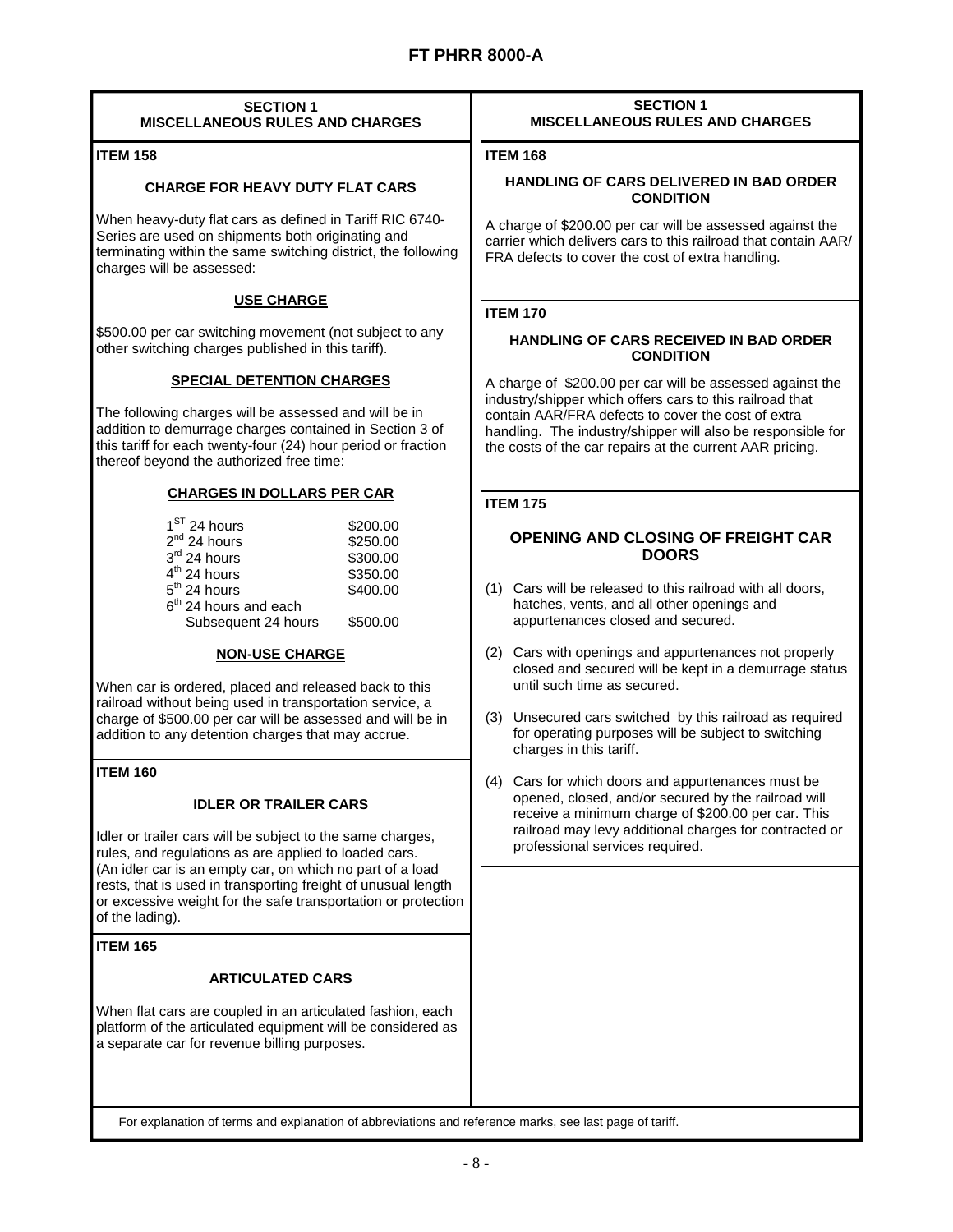## SECTION 1
## MISCELLANEOUS RULES AND CHARGES

### ITEM 158

#### CHARGE FOR HEAVY DUTY FLAT CARS

When heavy-duty flat cars as defined in Tariff RIC 6740-Series are used on shipments both originating and terminating within the same switching district, the following charges will be assessed:

**USE CHARGE**

$500.00 per car switching movement (not subject to any other switching charges published in this tariff).

**SPECIAL DETENTION CHARGES**

The following charges will be assessed and will be in addition to demurrage charges contained in Section 3 of this tariff for each twenty-four (24) hour period or fraction thereof beyond the authorized free time:

**CHARGES IN DOLLARS PER CAR**

| | |
|---|---|
| 1st 24 hours | $200.00 |
| 2nd 24 hours | $250.00 |
| 3rd 24 hours | $300.00 |
| 4th 24 hours | $350.00 |
| 5th 24 hours | $400.00 |
| 6th 24 hours and each Subsequent 24 hours | $500.00 |

**NON-USE CHARGE**

When car is ordered, placed and released back to this railroad without being used in transportation service, a charge of $500.00 per car will be assessed and will be in addition to any detention charges that may accrue.

### ITEM 160

#### IDLER OR TRAILER CARS

Idler or trailer cars will be subject to the same charges, rules, and regulations as are applied to loaded cars. (An idler car is an empty car, on which no part of a load rests, that is used in transporting freight of unusual length or excessive weight for the safe transportation or protection of the lading).

### ITEM 165

#### ARTICULATED CARS

When flat cars are coupled in an articulated fashion, each platform of the articulated equipment will be considered as a separate car for revenue billing purposes.

### ITEM 168

#### HANDLING OF CARS DELIVERED IN BAD ORDER CONDITION

A charge of $200.00 per car will be assessed against the carrier which delivers cars to this railroad that contain AAR/FRA defects to cover the cost of extra handling.

### ITEM 170

#### HANDLING OF CARS RECEIVED IN BAD ORDER CONDITION

A charge of $200.00 per car will be assessed against the industry/shipper which offers cars to this railroad that contain AAR/FRA defects to cover the cost of extra handling. The industry/shipper will also be responsible for the costs of the car repairs at the current AAR pricing.

### ITEM 175

#### OPENING AND CLOSING OF FREIGHT CAR DOORS

(1) Cars will be released to this railroad with all doors, hatches, vents, and all other openings and appurtenances closed and secured.

(2) Cars with openings and appurtenances not properly closed and secured will be kept in a demurrage status until such time as secured.

(3) Unsecured cars switched by this railroad as required for operating purposes will be subject to switching charges in this tariff.

(4) Cars for which doors and appurtenances must be opened, closed, and/or secured by the railroad will receive a minimum charge of $200.00 per car. This railroad may levy additional charges for contracted or professional services required.

For explanation of terms and explanation of abbreviations and reference marks, see last page of tariff.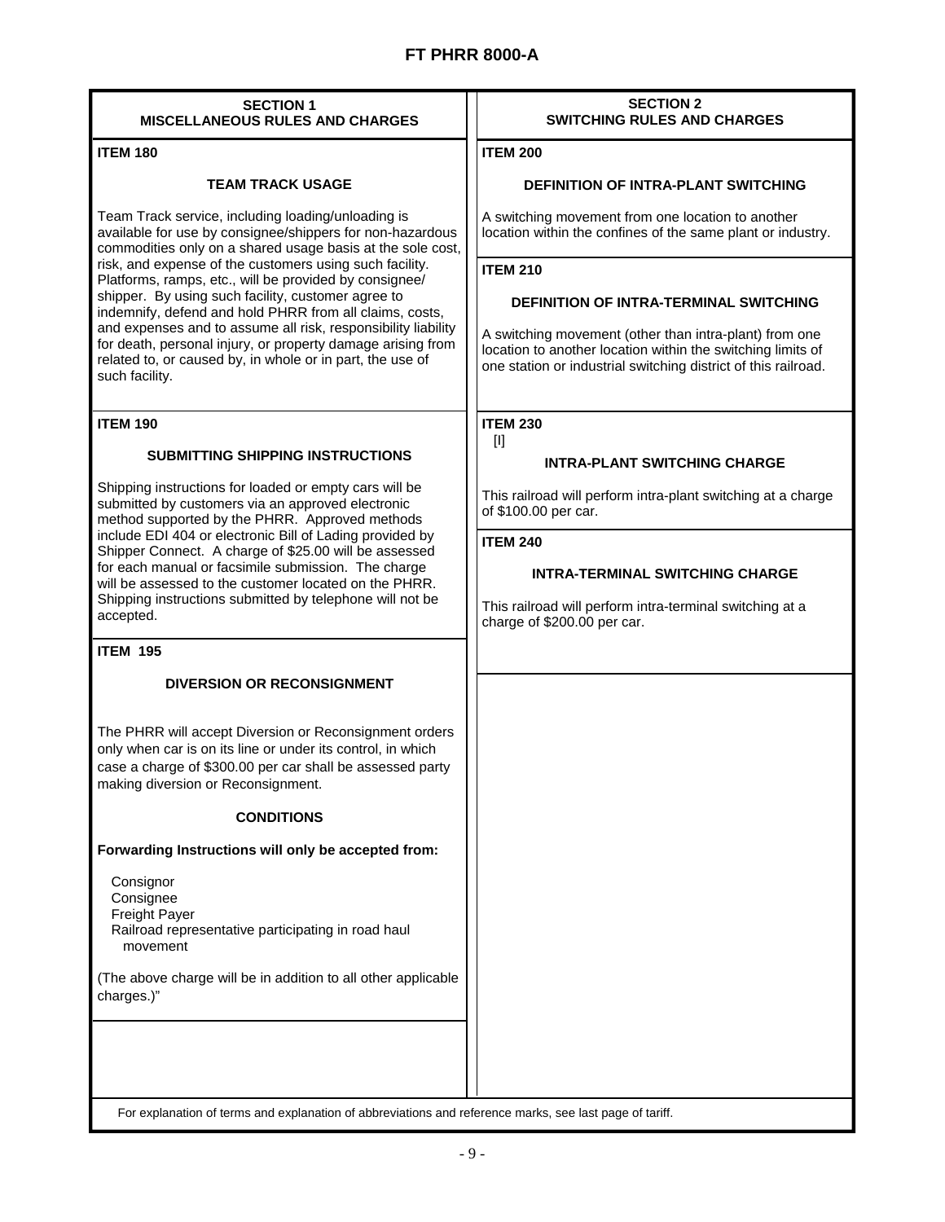# FT PHRR 8000-A

## SECTION 1 MISCELLANEOUS RULES AND CHARGES

### ITEM 180

#### TEAM TRACK USAGE

Team Track service, including loading/unloading is available for use by consignee/shippers for non-hazardous commodities only on a shared usage basis at the sole cost, risk, and expense of the customers using such facility. Platforms, ramps, etc., will be provided by consignee/ shipper. By using such facility, customer agree to indemnify, defend and hold PHRR from all claims, costs, and expenses and to assume all risk, responsibility liability for death, personal injury, or property damage arising from related to, or caused by, in whole or in part, the use of such facility.

### ITEM 190

#### SUBMITTING SHIPPING INSTRUCTIONS

Shipping instructions for loaded or empty cars will be submitted by customers via an approved electronic method supported by the PHRR. Approved methods include EDI 404 or electronic Bill of Lading provided by Shipper Connect. A charge of $25.00 will be assessed for each manual or facsimile submission. The charge will be assessed to the customer located on the PHRR. Shipping instructions submitted by telephone will not be accepted.

### ITEM 195

#### DIVERSION OR RECONSIGNMENT

The PHRR will accept Diversion or Reconsignment orders only when car is on its line or under its control, in which case a charge of $300.00 per car shall be assessed party making diversion or Reconsignment.

#### CONDITIONS

**Forwarding Instructions will only be accepted from:**

- Consignor
- Consignee
- Freight Payer
- Railroad representative participating in road haul movement

(The above charge will be in addition to all other applicable charges.)"

## SECTION 2 SWITCHING RULES AND CHARGES

### ITEM 200

#### DEFINITION OF INTRA-PLANT SWITCHING

A switching movement from one location to another location within the confines of the same plant or industry.

### ITEM 210

#### DEFINITION OF INTRA-TERMINAL SWITCHING

A switching movement (other than intra-plant) from one location to another location within the switching limits of one station or industrial switching district of this railroad.

### ITEM 230

[I]

#### INTRA-PLANT SWITCHING CHARGE

This railroad will perform intra-plant switching at a charge of $100.00 per car.

### ITEM 240

#### INTRA-TERMINAL SWITCHING CHARGE

This railroad will perform intra-terminal switching at a charge of $200.00 per car.

For explanation of terms and explanation of abbreviations and reference marks, see last page of tariff.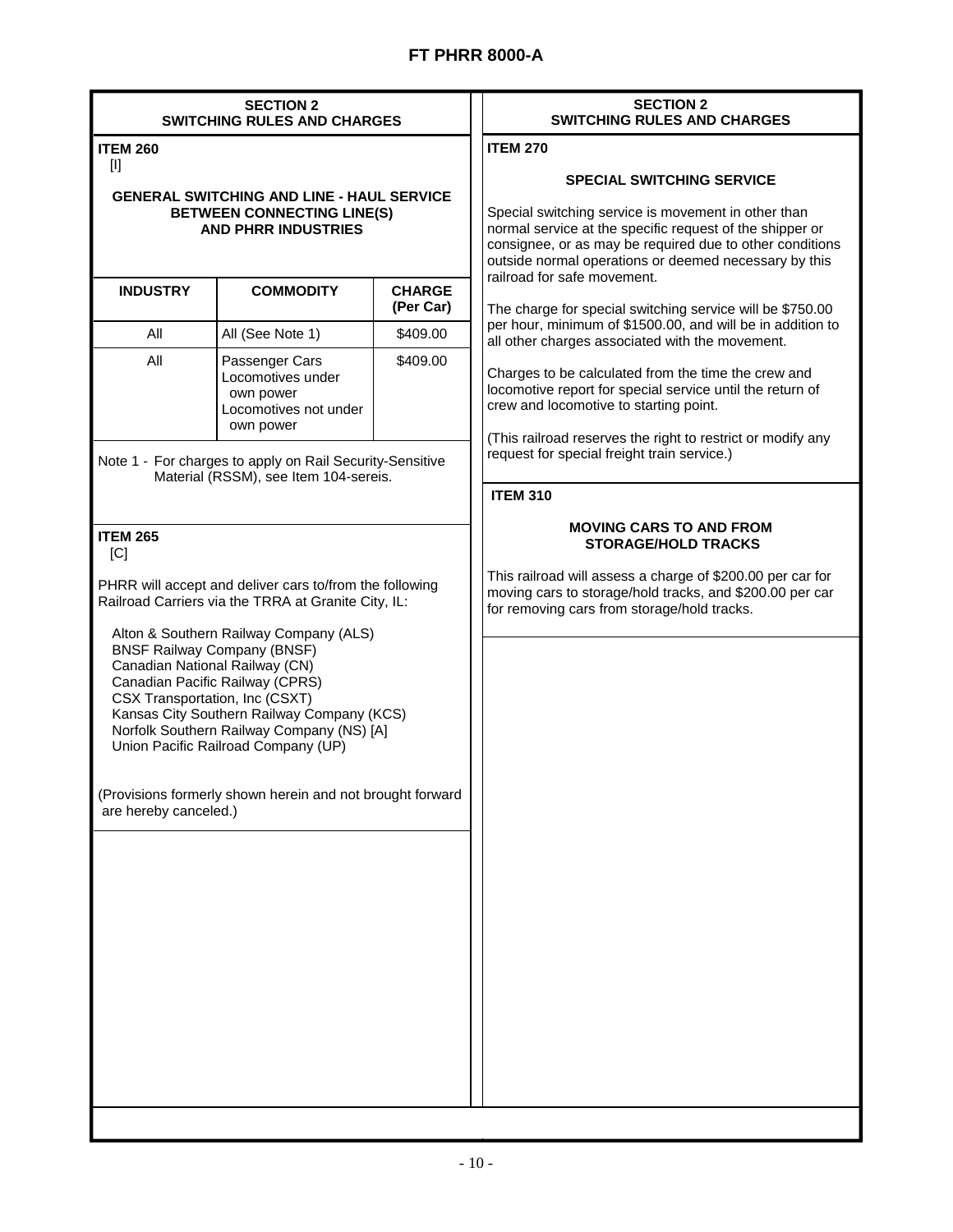# FT PHRR 8000-A

## SECTION 2
## SWITCHING RULES AND CHARGES

**ITEM 260**
[I]

**GENERAL SWITCHING AND LINE - HAUL SERVICE BETWEEN CONNECTING LINE(S) AND PHRR INDUSTRIES**

| INDUSTRY | COMMODITY | CHARGE (Per Car) |
|---|---|---|
| All | All (See Note 1) | $409.00 |
| All | Passenger Cars<br>Locomotives under own power<br>Locomotives not under own power | $409.00 |

Note 1 - For charges to apply on Rail Security-Sensitive Material (RSSM), see Item 104-sereis.

**ITEM 265**
[C]

PHRR will accept and deliver cars to/from the following Railroad Carriers via the TRRA at Granite City, IL:

- Alton & Southern Railway Company (ALS)
- BNSF Railway Company (BNSF)
- Canadian National Railway (CN)
- Canadian Pacific Railway (CPRS)
- CSX Transportation, Inc (CSXT)
- Kansas City Southern Railway Company (KCS)
- Norfolk Southern Railway Company (NS) [A]
- Union Pacific Railroad Company (UP)

(Provisions formerly shown herein and not brought forward are hereby canceled.)

**ITEM 270**

**SPECIAL SWITCHING SERVICE**

Special switching service is movement in other than normal service at the specific request of the shipper or consignee, or as may be required due to other conditions outside normal operations or deemed necessary by this railroad for safe movement.

The charge for special switching service will be $750.00 per hour, minimum of $1500.00, and will be in addition to all other charges associated with the movement.

Charges to be calculated from the time the crew and locomotive report for special service until the return of crew and locomotive to starting point.

(This railroad reserves the right to restrict or modify any request for special freight train service.)

**ITEM 310**

**MOVING CARS TO AND FROM STORAGE/HOLD TRACKS**

This railroad will assess a charge of $200.00 per car for moving cars to storage/hold tracks, and $200.00 per car for removing cars from storage/hold tracks.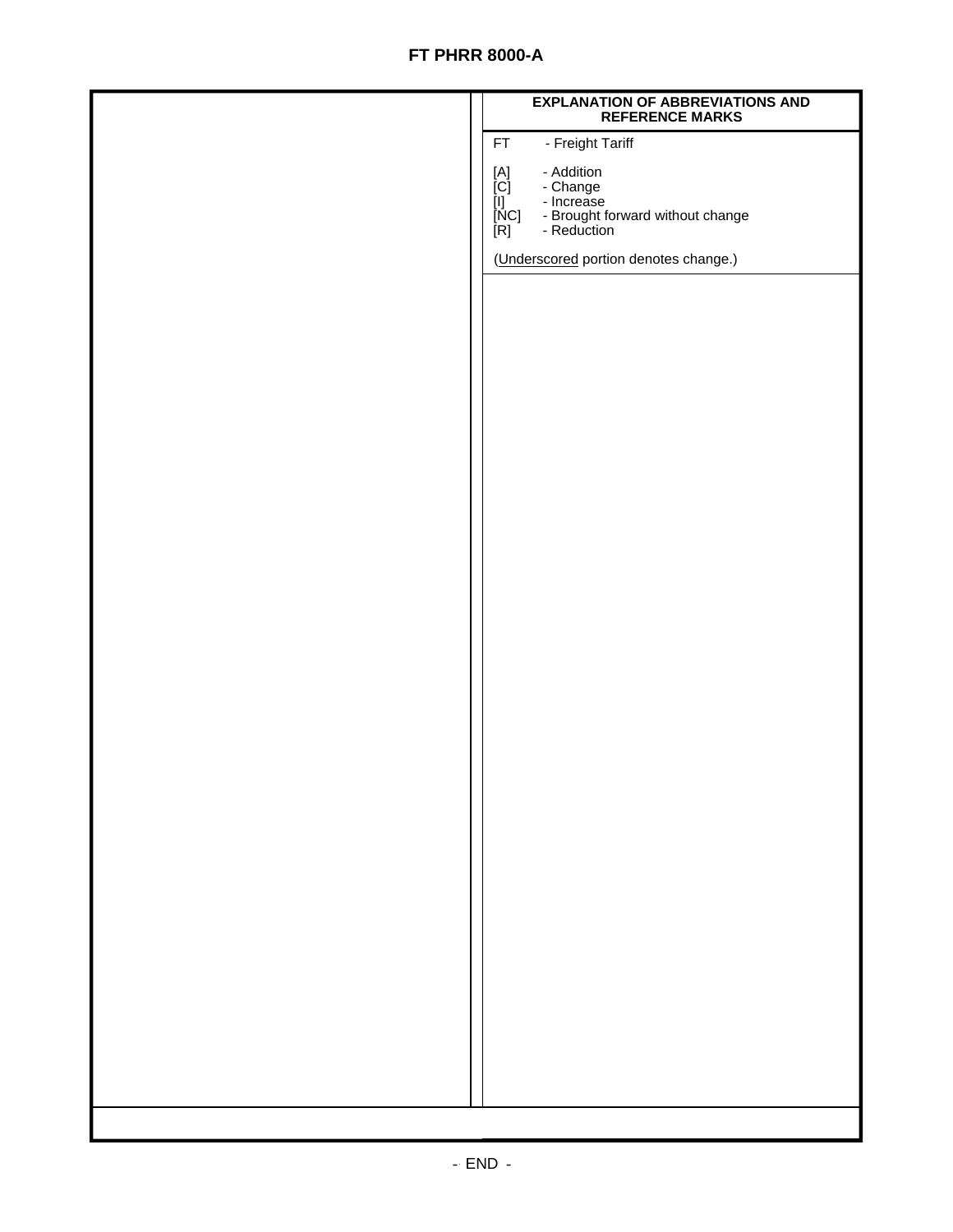## EXPLANATION OF ABBREVIATIONS AND REFERENCE MARKS

FT - Freight Tariff

[A] - Addition
[C] - Change
[I] - Increase
[NC] - Brought forward without change
[R] - Reduction

(Underscored portion denotes change.)

- END -